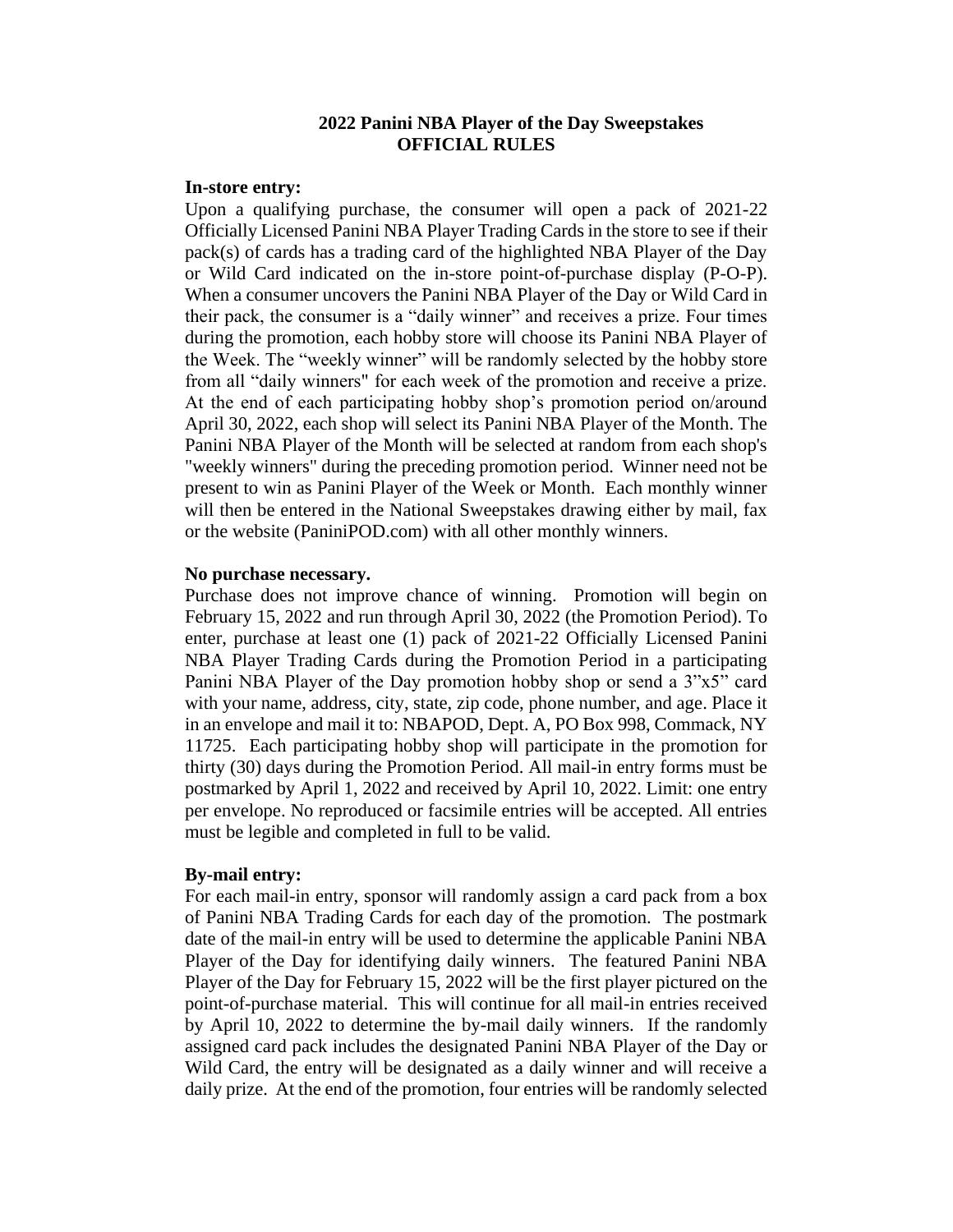# 2022 Panini NBA Player of the Day Sweepstakes
## OFFICIAL RULES

**In-store entry:**

Upon a qualifying purchase, the consumer will open a pack of 2021-22 Officially Licensed Panini NBA Player Trading Cards in the store to see if their pack(s) of cards has a trading card of the highlighted NBA Player of the Day or Wild Card indicated on the in-store point-of-purchase display (P-O-P). When a consumer uncovers the Panini NBA Player of the Day or Wild Card in their pack, the consumer is a "daily winner" and receives a prize. Four times during the promotion, each hobby store will choose its Panini NBA Player of the Week. The "weekly winner" will be randomly selected by the hobby store from all "daily winners" for each week of the promotion and receive a prize. At the end of each participating hobby shop's promotion period on/around April 30, 2022, each shop will select its Panini NBA Player of the Month. The Panini NBA Player of the Month will be selected at random from each shop's "weekly winners" during the preceding promotion period. Winner need not be present to win as Panini Player of the Week or Month. Each monthly winner will then be entered in the National Sweepstakes drawing either by mail, fax or the website (PaniniPOD.com) with all other monthly winners.

**No purchase necessary.**

Purchase does not improve chance of winning. Promotion will begin on February 15, 2022 and run through April 30, 2022 (the Promotion Period). To enter, purchase at least one (1) pack of 2021-22 Officially Licensed Panini NBA Player Trading Cards during the Promotion Period in a participating Panini NBA Player of the Day promotion hobby shop or send a 3"x5" card with your name, address, city, state, zip code, phone number, and age. Place it in an envelope and mail it to: NBAPOD, Dept. A, PO Box 998, Commack, NY 11725. Each participating hobby shop will participate in the promotion for thirty (30) days during the Promotion Period. All mail-in entry forms must be postmarked by April 1, 2022 and received by April 10, 2022. Limit: one entry per envelope. No reproduced or facsimile entries will be accepted. All entries must be legible and completed in full to be valid.

**By-mail entry:**

For each mail-in entry, sponsor will randomly assign a card pack from a box of Panini NBA Trading Cards for each day of the promotion. The postmark date of the mail-in entry will be used to determine the applicable Panini NBA Player of the Day for identifying daily winners. The featured Panini NBA Player of the Day for February 15, 2022 will be the first player pictured on the point-of-purchase material. This will continue for all mail-in entries received by April 10, 2022 to determine the by-mail daily winners. If the randomly assigned card pack includes the designated Panini NBA Player of the Day or Wild Card, the entry will be designated as a daily winner and will receive a daily prize. At the end of the promotion, four entries will be randomly selected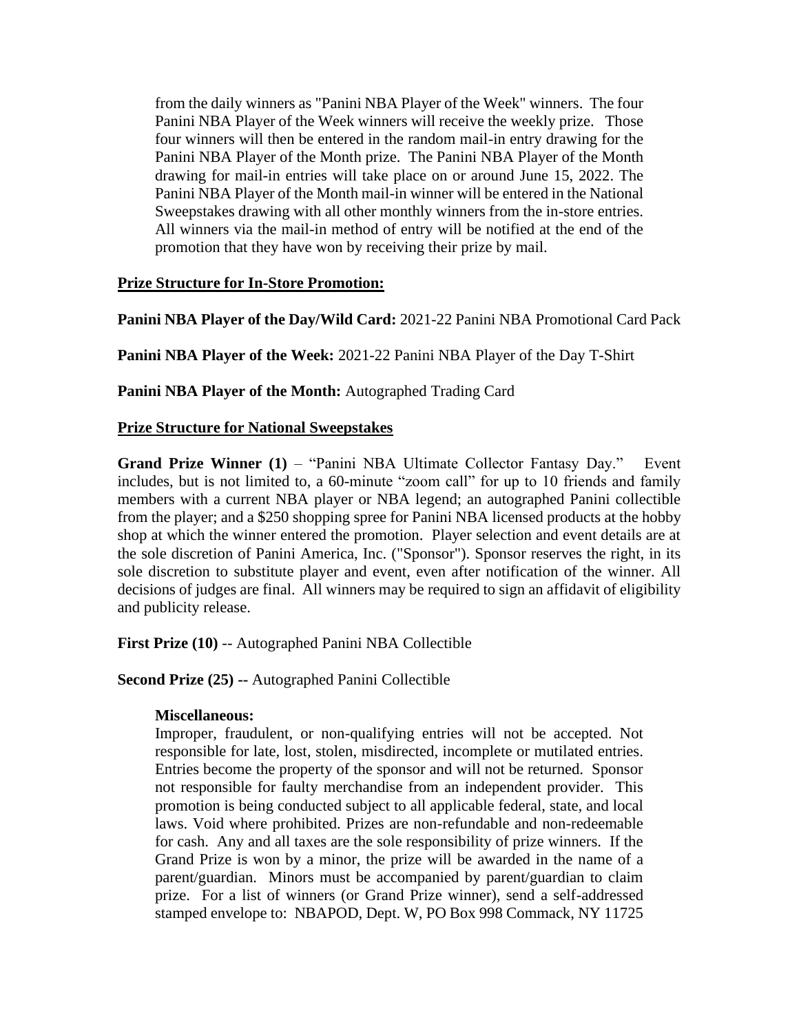from the daily winners as "Panini NBA Player of the Week" winners. The four Panini NBA Player of the Week winners will receive the weekly prize. Those four winners will then be entered in the random mail-in entry drawing for the Panini NBA Player of the Month prize. The Panini NBA Player of the Month drawing for mail-in entries will take place on or around June 15, 2022. The Panini NBA Player of the Month mail-in winner will be entered in the National Sweepstakes drawing with all other monthly winners from the in-store entries. All winners via the mail-in method of entry will be notified at the end of the promotion that they have won by receiving their prize by mail.

**Prize Structure for In-Store Promotion:**

**Panini NBA Player of the Day/Wild Card:** 2021-22 Panini NBA Promotional Card Pack

**Panini NBA Player of the Week:** 2021-22 Panini NBA Player of the Day T-Shirt

**Panini NBA Player of the Month:** Autographed Trading Card

**Prize Structure for National Sweepstakes**

**Grand Prize Winner (1)** – "Panini NBA Ultimate Collector Fantasy Day." Event includes, but is not limited to, a 60-minute "zoom call" for up to 10 friends and family members with a current NBA player or NBA legend; an autographed Panini collectible from the player; and a $250 shopping spree for Panini NBA licensed products at the hobby shop at which the winner entered the promotion. Player selection and event details are at the sole discretion of Panini America, Inc. ("Sponsor"). Sponsor reserves the right, in its sole discretion to substitute player and event, even after notification of the winner. All decisions of judges are final. All winners may be required to sign an affidavit of eligibility and publicity release.

**First Prize (10)** -- Autographed Panini NBA Collectible

**Second Prize (25) --** Autographed Panini Collectible

**Miscellaneous:**

Improper, fraudulent, or non-qualifying entries will not be accepted. Not responsible for late, lost, stolen, misdirected, incomplete or mutilated entries. Entries become the property of the sponsor and will not be returned. Sponsor not responsible for faulty merchandise from an independent provider. This promotion is being conducted subject to all applicable federal, state, and local laws. Void where prohibited. Prizes are non-refundable and non-redeemable for cash. Any and all taxes are the sole responsibility of prize winners. If the Grand Prize is won by a minor, the prize will be awarded in the name of a parent/guardian. Minors must be accompanied by parent/guardian to claim prize. For a list of winners (or Grand Prize winner), send a self-addressed stamped envelope to: NBAPOD, Dept. W, PO Box 998 Commack, NY 11725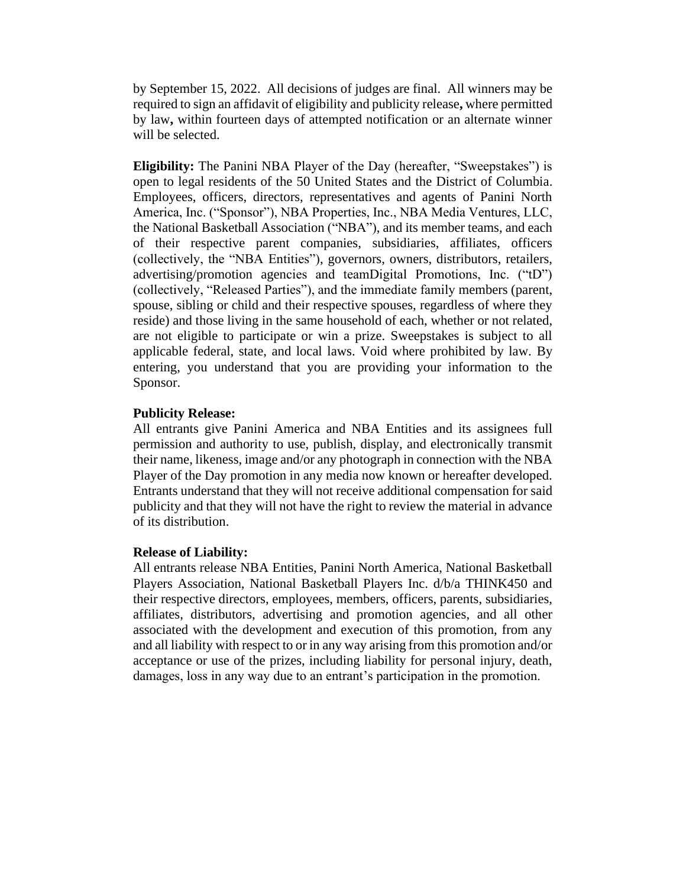by September 15, 2022. All decisions of judges are final. All winners may be required to sign an affidavit of eligibility and publicity release**,** where permitted by law**,** within fourteen days of attempted notification or an alternate winner will be selected.

**Eligibility:** The Panini NBA Player of the Day (hereafter, "Sweepstakes") is open to legal residents of the 50 United States and the District of Columbia. Employees, officers, directors, representatives and agents of Panini North America, Inc. ("Sponsor"), NBA Properties, Inc., NBA Media Ventures, LLC, the National Basketball Association ("NBA"), and its member teams, and each of their respective parent companies, subsidiaries, affiliates, officers (collectively, the "NBA Entities"), governors, owners, distributors, retailers, advertising/promotion agencies and teamDigital Promotions, Inc. ("tD") (collectively, "Released Parties"), and the immediate family members (parent, spouse, sibling or child and their respective spouses, regardless of where they reside) and those living in the same household of each, whether or not related, are not eligible to participate or win a prize. Sweepstakes is subject to all applicable federal, state, and local laws. Void where prohibited by law. By entering, you understand that you are providing your information to the Sponsor.

**Publicity Release:**
All entrants give Panini America and NBA Entities and its assignees full permission and authority to use, publish, display, and electronically transmit their name, likeness, image and/or any photograph in connection with the NBA Player of the Day promotion in any media now known or hereafter developed. Entrants understand that they will not receive additional compensation for said publicity and that they will not have the right to review the material in advance of its distribution.

**Release of Liability:**
All entrants release NBA Entities, Panini North America, National Basketball Players Association, National Basketball Players Inc. d/b/a THINK450 and their respective directors, employees, members, officers, parents, subsidiaries, affiliates, distributors, advertising and promotion agencies, and all other associated with the development and execution of this promotion, from any and all liability with respect to or in any way arising from this promotion and/or acceptance or use of the prizes, including liability for personal injury, death, damages, loss in any way due to an entrant's participation in the promotion.